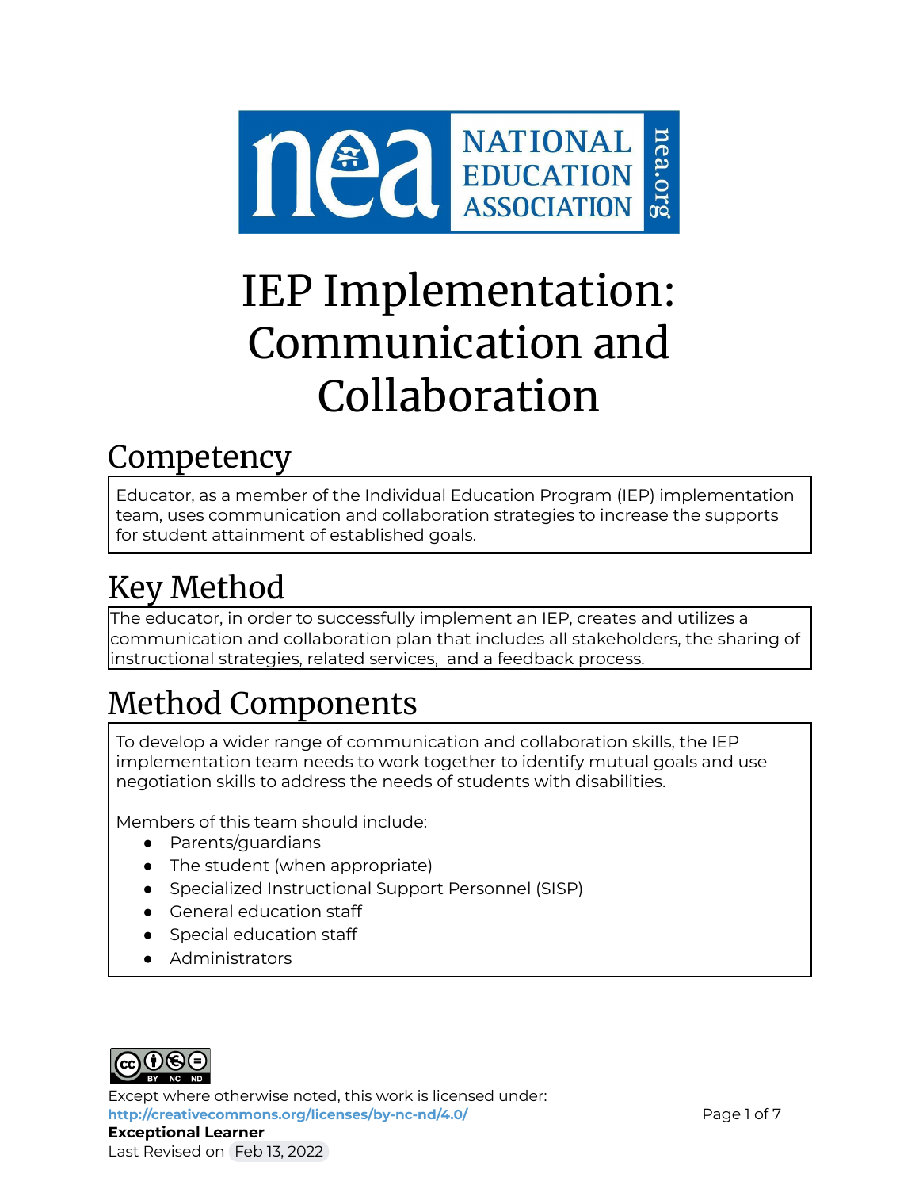# IEP Implementation: Communication and Collaboration

## Competency

Educator, as a member of the Individual Education Program (IEP) implementation team, uses communication and collaboration strategies to increase the supports for student attainment of established goals.

## Key Method

The educator, in order to successfully implement an IEP, creates and utilizes a communication and collaboration plan that includes all stakeholders, the sharing of instructional strategies, related services, and a feedback process.

## Method Components

To develop a wider range of communication and collaboration skills, the IEP implementation team needs to work together to identify mutual goals and use negotiation skills to address the needs of students with disabilities.

Members of this team should include:

- Parents/guardians
- The student (when appropriate)
- Specialized Instructional Support Personnel (SISP)
- General education staff
- Special education staff
- Administrators

Except where otherwise noted, this work is licensed under:
http://creativecommons.org/licenses/by-nc-nd/4.0/
**Exceptional Learner**
Last Revised on Feb 13, 2022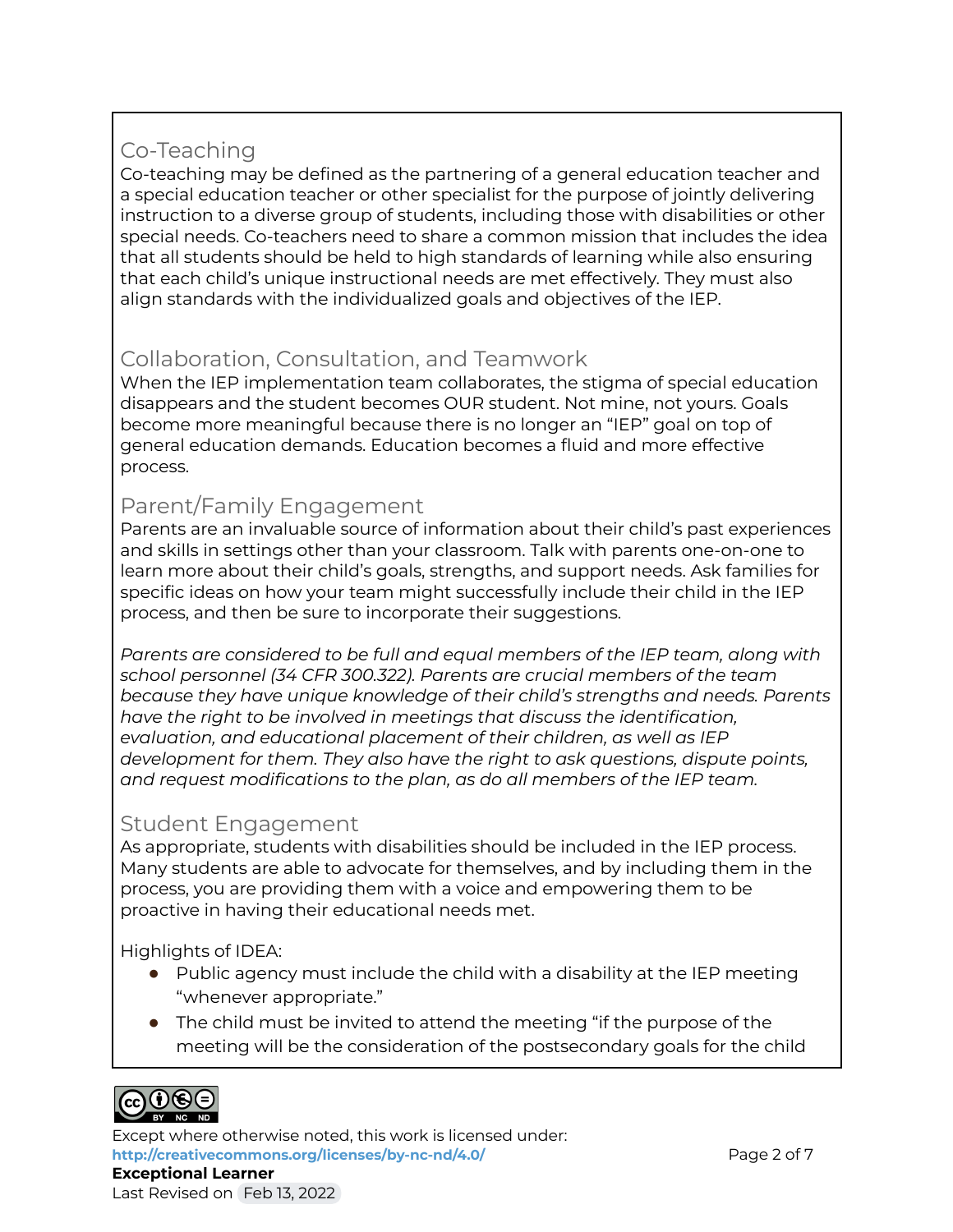## Co-Teaching

Co-teaching may be defined as the partnering of a general education teacher and a special education teacher or other specialist for the purpose of jointly delivering instruction to a diverse group of students, including those with disabilities or other special needs. Co-teachers need to share a common mission that includes the idea that all students should be held to high standards of learning while also ensuring that each child's unique instructional needs are met effectively. They must also align standards with the individualized goals and objectives of the IEP.

## Collaboration, Consultation, and Teamwork

When the IEP implementation team collaborates, the stigma of special education disappears and the student becomes OUR student. Not mine, not yours. Goals become more meaningful because there is no longer an "IEP" goal on top of general education demands. Education becomes a fluid and more effective process.

## Parent/Family Engagement

Parents are an invaluable source of information about their child's past experiences and skills in settings other than your classroom. Talk with parents one-on-one to learn more about their child's goals, strengths, and support needs. Ask families for specific ideas on how your team might successfully include their child in the IEP process, and then be sure to incorporate their suggestions.

*Parents are considered to be full and equal members of the IEP team, along with school personnel (34 CFR 300.322). Parents are crucial members of the team because they have unique knowledge of their child's strengths and needs. Parents have the right to be involved in meetings that discuss the identification, evaluation, and educational placement of their children, as well as IEP development for them. They also have the right to ask questions, dispute points, and request modifications to the plan, as do all members of the IEP team.*

## Student Engagement

As appropriate, students with disabilities should be included in the IEP process. Many students are able to advocate for themselves, and by including them in the process, you are providing them with a voice and empowering them to be proactive in having their educational needs met.

Highlights of IDEA:

- Public agency must include the child with a disability at the IEP meeting "whenever appropriate."
- The child must be invited to attend the meeting "if the purpose of the meeting will be the consideration of the postsecondary goals for the child

Except where otherwise noted, this work is licensed under:
http://creativecommons.org/licenses/by-nc-nd/4.0/
**Exceptional Learner**
Last Revised on Feb 13, 2022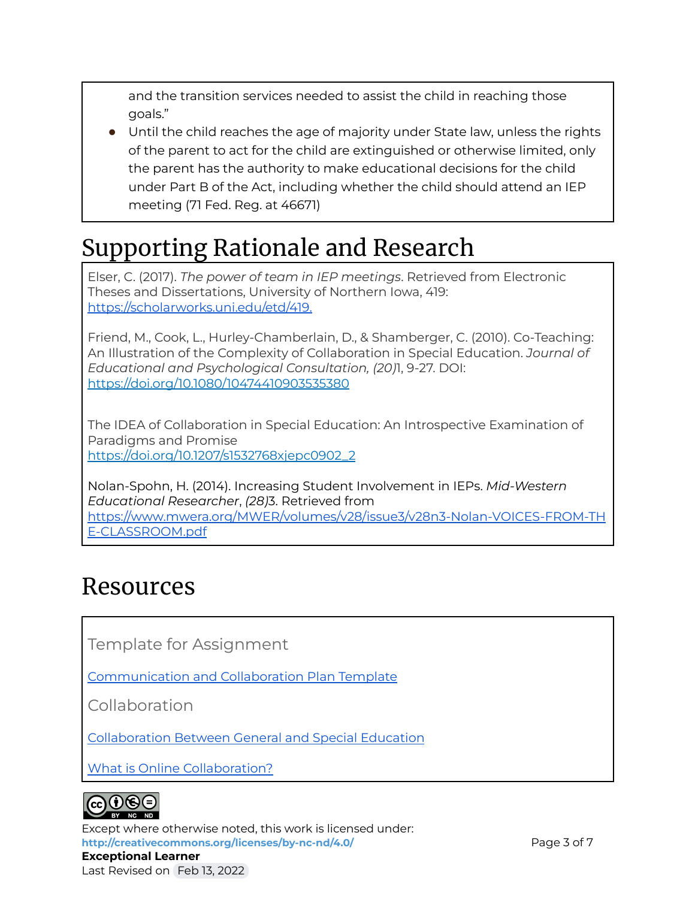and the transition services needed to assist the child in reaching those goals."

- Until the child reaches the age of majority under State law, unless the rights of the parent to act for the child are extinguished or otherwise limited, only the parent has the authority to make educational decisions for the child under Part B of the Act, including whether the child should attend an IEP meeting (71 Fed. Reg. at 46671)

# Supporting Rationale and Research

Elser, C. (2017). *The power of team in IEP meetings*. Retrieved from Electronic Theses and Dissertations, University of Northern Iowa, 419: https://scholarworks.uni.edu/etd/419.

Friend, M., Cook, L., Hurley-Chamberlain, D., & Shamberger, C. (2010). Co-Teaching: An Illustration of the Complexity of Collaboration in Special Education. *Journal of Educational and Psychological Consultation, (20)*1, 9-27. DOI: https://doi.org/10.1080/10474410903535380

The IDEA of Collaboration in Special Education: An Introspective Examination of Paradigms and Promise
https://doi.org/10.1207/s1532768xjepc0902_2

Nolan-Spohn, H. (2014). Increasing Student Involvement in IEPs. *Mid-Western Educational Researcher*, *(28)*3. Retrieved from https://www.mwera.org/MWER/volumes/v28/issue3/v28n3-Nolan-VOICES-FROM-THE-CLASSROOM.pdf

# Resources

Template for Assignment

Communication and Collaboration Plan Template

Collaboration

Collaboration Between General and Special Education

What is Online Collaboration?

Except where otherwise noted, this work is licensed under:
**http://creativecommons.org/licenses/by-nc-nd/4.0/**
**Exceptional Learner**
Last Revised on Feb 13, 2022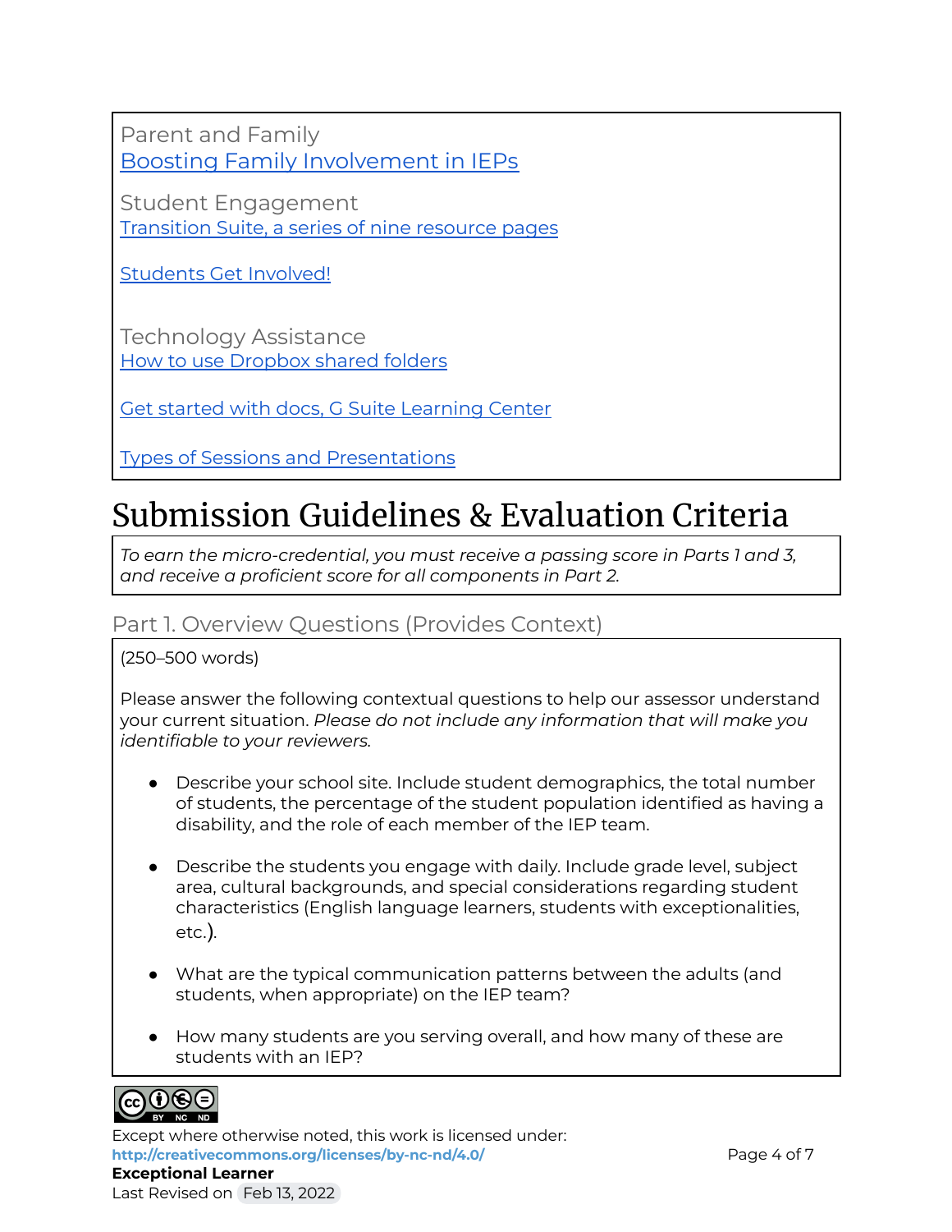Parent and Family
Boosting Family Involvement in IEPs

Student Engagement
Transition Suite, a series of nine resource pages

Students Get Involved!

Technology Assistance
How to use Dropbox shared folders

Get started with docs, G Suite Learning Center

Types of Sessions and Presentations

# Submission Guidelines & Evaluation Criteria

*To earn the micro-credential, you must receive a passing score in Parts 1 and 3, and receive a proficient score for all components in Part 2.*

## Part 1. Overview Questions (Provides Context)

(250–500 words)

Please answer the following contextual questions to help our assessor understand your current situation. *Please do not include any information that will make you identifiable to your reviewers.*

- Describe your school site. Include student demographics, the total number of students, the percentage of the student population identified as having a disability, and the role of each member of the IEP team.
- Describe the students you engage with daily. Include grade level, subject area, cultural backgrounds, and special considerations regarding student characteristics (English language learners, students with exceptionalities, etc.).
- What are the typical communication patterns between the adults (and students, when appropriate) on the IEP team?
- How many students are you serving overall, and how many of these are students with an IEP?

Except where otherwise noted, this work is licensed under:
**http://creativecommons.org/licenses/by-nc-nd/4.0/**
**Exceptional Learner**
Last Revised on Feb 13, 2022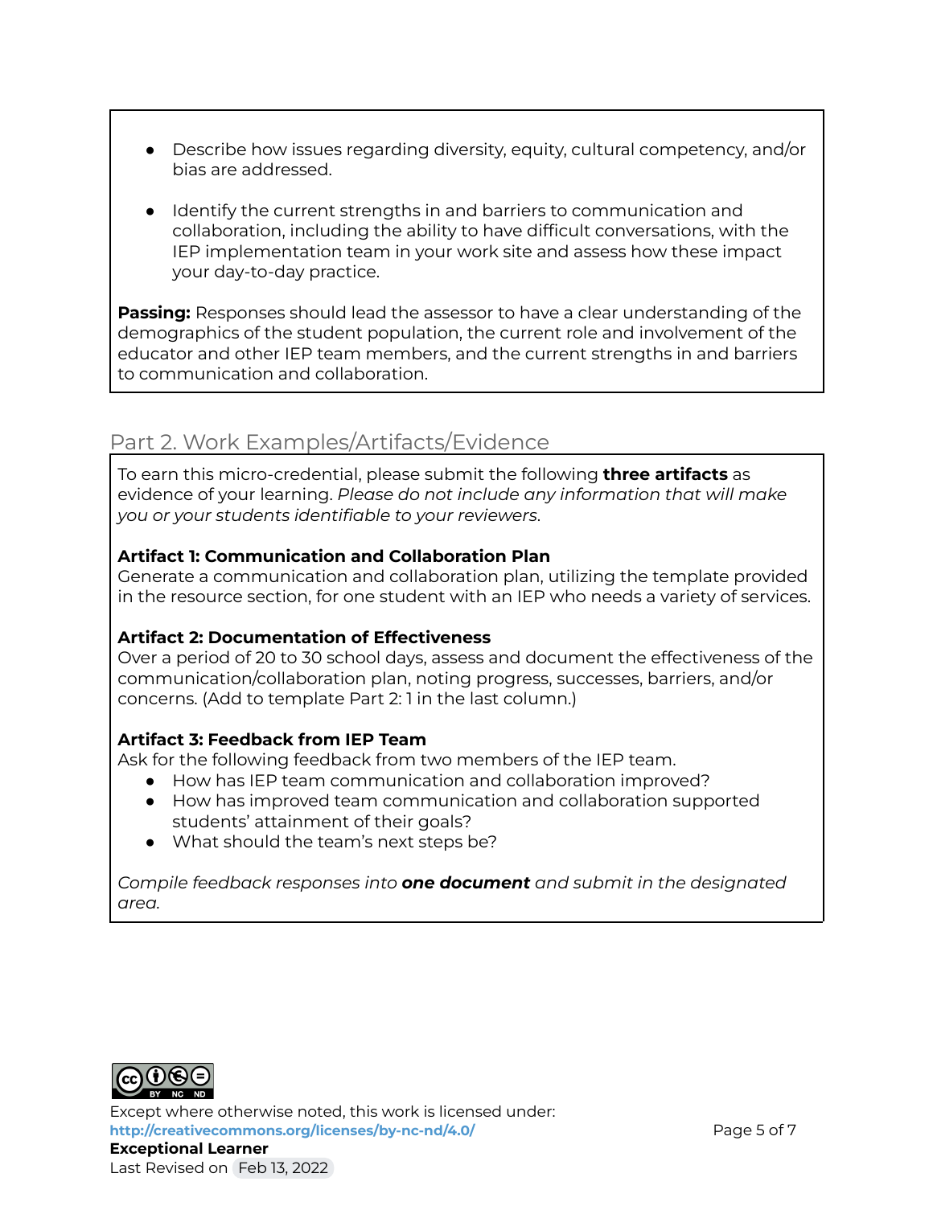- Describe how issues regarding diversity, equity, cultural competency, and/or bias are addressed.

- Identify the current strengths in and barriers to communication and collaboration, including the ability to have difficult conversations, with the IEP implementation team in your work site and assess how these impact your day-to-day practice.

**Passing:** Responses should lead the assessor to have a clear understanding of the demographics of the student population, the current role and involvement of the educator and other IEP team members, and the current strengths in and barriers to communication and collaboration.

## Part 2. Work Examples/Artifacts/Evidence

To earn this micro-credential, please submit the following **three artifacts** as evidence of your learning. *Please do not include any information that will make you or your students identifiable to your reviewers.*

**Artifact 1: Communication and Collaboration Plan**
Generate a communication and collaboration plan, utilizing the template provided in the resource section, for one student with an IEP who needs a variety of services.

**Artifact 2: Documentation of Effectiveness**
Over a period of 20 to 30 school days, assess and document the effectiveness of the communication/collaboration plan, noting progress, successes, barriers, and/or concerns. (Add to template Part 2: 1 in the last column.)

**Artifact 3: Feedback from IEP Team**
Ask for the following feedback from two members of the IEP team.

- How has IEP team communication and collaboration improved?
- How has improved team communication and collaboration supported students' attainment of their goals?
- What should the team's next steps be?

*Compile feedback responses into* ***one document*** *and submit in the designated area.*

Except where otherwise noted, this work is licensed under:
http://creativecommons.org/licenses/by-nc-nd/4.0/
**Exceptional Learner**
Last Revised on Feb 13, 2022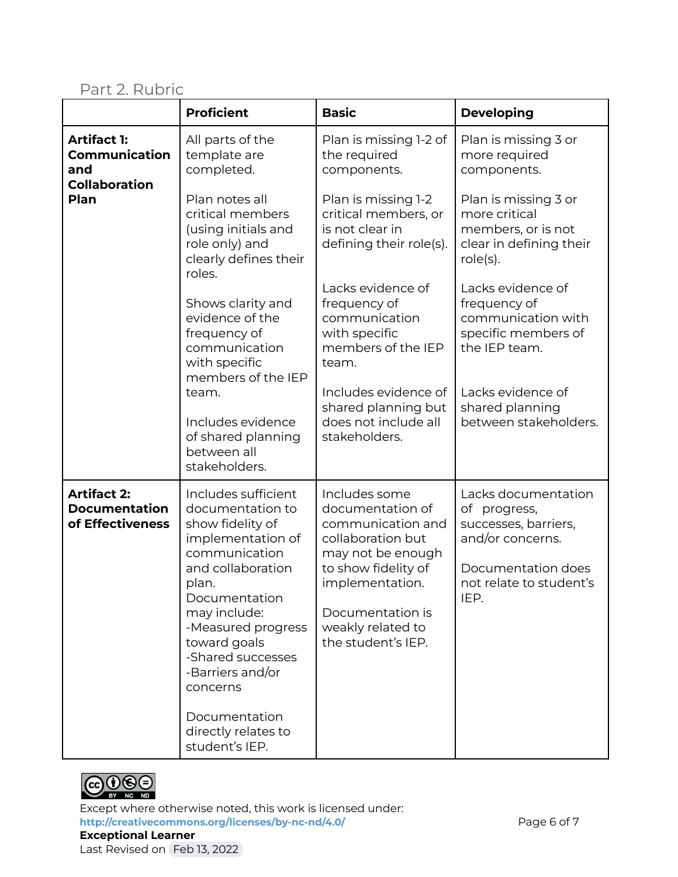## Part 2. Rubric

| | Proficient | Basic | Developing |
|---|---|---|---|
| **Artifact 1: Communication and Collaboration Plan** | All parts of the template are completed.<br><br>Plan notes all critical members (using initials and role only) and clearly defines their roles.<br><br>Shows clarity and evidence of the frequency of communication with specific members of the IEP team.<br><br>Includes evidence of shared planning between all stakeholders. | Plan is missing 1-2 of the required components.<br><br>Plan is missing 1-2 critical members, or is not clear in defining their role(s).<br><br>Lacks evidence of frequency of communication with specific members of the IEP team.<br><br>Includes evidence of shared planning but does not include all stakeholders. | Plan is missing 3 or more required components.<br><br>Plan is missing 3 or more critical members, or is not clear in defining their role(s).<br><br>Lacks evidence of frequency of communication with specific members of the IEP team.<br><br>Lacks evidence of shared planning between stakeholders. |
| **Artifact 2: Documentation of Effectiveness** | Includes sufficient documentation to show fidelity of implementation of communication and collaboration plan. Documentation may include:<br>-Measured progress toward goals<br>-Shared successes<br>-Barriers and/or concerns<br><br>Documentation directly relates to student's IEP. | Includes some documentation of communication and collaboration but may not be enough to show fidelity of implementation.<br><br>Documentation is weakly related to the student's IEP. | Lacks documentation of progress, successes, barriers, and/or concerns.<br><br>Documentation does not relate to student's IEP. |

Except where otherwise noted, this work is licensed under:
http://creativecommons.org/licenses/by-nc-nd/4.0/

**Exceptional Learner**

Last Revised on Feb 13, 2022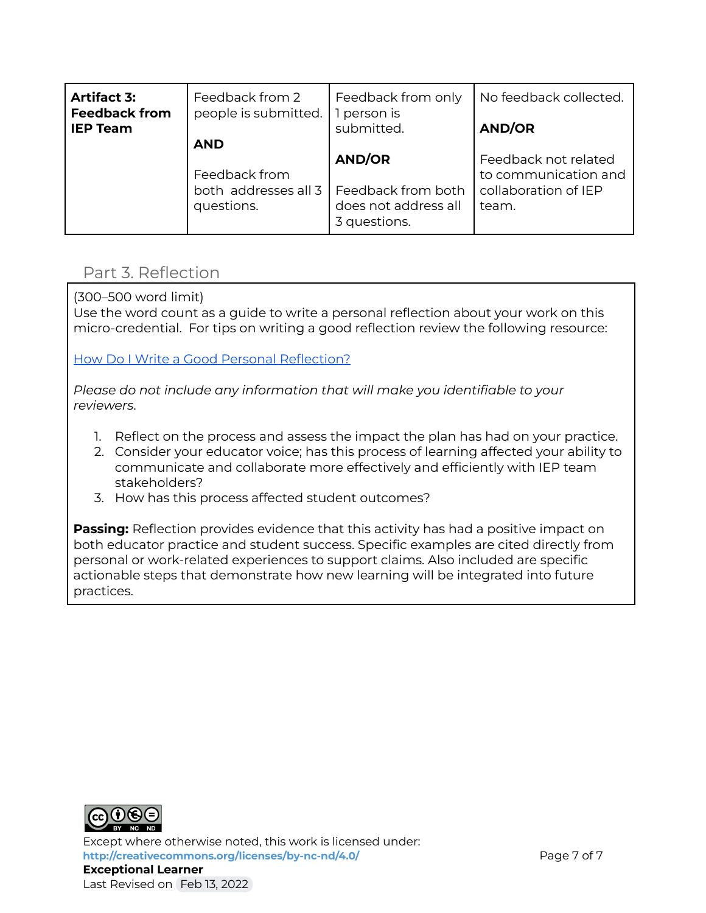| | | | |
|---|---|---|---|
| **Artifact 3: Feedback from IEP Team** | Feedback from 2 people is submitted.<br><br>**AND**<br><br>Feedback from both addresses all 3 questions. | Feedback from only 1 person is submitted.<br><br>**AND/OR**<br><br>Feedback from both does not address all 3 questions. | No feedback collected.<br><br>**AND/OR**<br><br>Feedback not related to communication and collaboration of IEP team. |

## Part 3. Reflection

(300–500 word limit)
Use the word count as a guide to write a personal reflection about your work on this micro-credential. For tips on writing a good reflection review the following resource:

[How Do I Write a Good Personal Reflection?]()

*Please do not include any information that will make you identifiable to your reviewers.*

1. Reflect on the process and assess the impact the plan has had on your practice.
2. Consider your educator voice; has this process of learning affected your ability to communicate and collaborate more effectively and efficiently with IEP team stakeholders?
3. How has this process affected student outcomes?

**Passing:** Reflection provides evidence that this activity has had a positive impact on both educator practice and student success. Specific examples are cited directly from personal or work-related experiences to support claims. Also included are specific actionable steps that demonstrate how new learning will be integrated into future practices.

Except where otherwise noted, this work is licensed under:
**http://creativecommons.org/licenses/by-nc-nd/4.0/**
**Exceptional Learner**
Last Revised on Feb 13, 2022